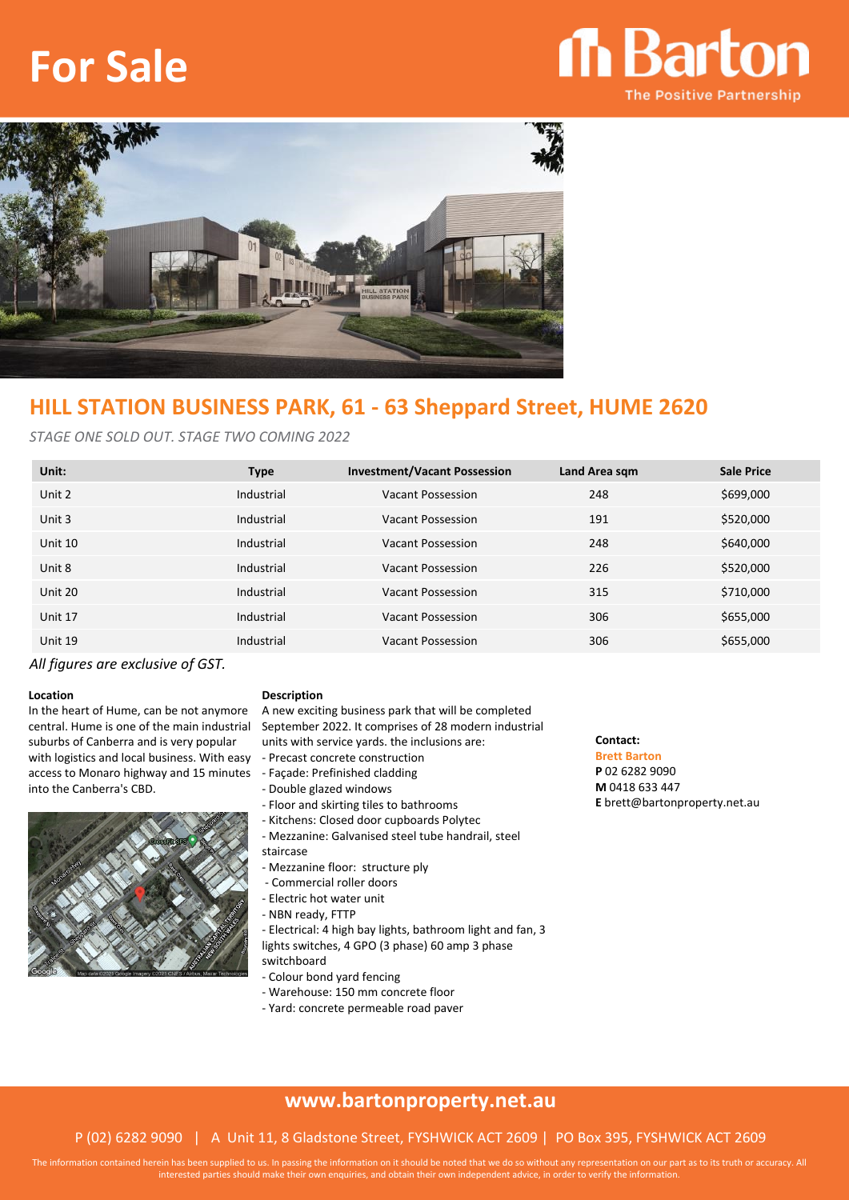# For Sale

Barton
The Positive Partnership

## HILL STATION BUSINESS PARK, 61 - 63 Sheppard Street, HUME 2620

*STAGE ONE SOLD OUT. STAGE TWO COMING 2022*

| Unit: | Type | Investment/Vacant Possession | Land Area sqm | Sale Price |
|---|---|---|---|---|
| Unit 2 | Industrial | Vacant Possession | 248 | $699,000 |
| Unit 3 | Industrial | Vacant Possession | 191 | $520,000 |
| Unit 10 | Industrial | Vacant Possession | 248 | $640,000 |
| Unit 8 | Industrial | Vacant Possession | 226 | $520,000 |
| Unit 20 | Industrial | Vacant Possession | 315 | $710,000 |
| Unit 17 | Industrial | Vacant Possession | 306 | $655,000 |
| Unit 19 | Industrial | Vacant Possession | 306 | $655,000 |

*All figures are exclusive of GST.*

**Location**

In the heart of Hume, can be not anymore central. Hume is one of the main industrial suburbs of Canberra and is very popular with logistics and local business. With easy access to Monaro highway and 15 minutes into the Canberra's CBD.

**Description**

A new exciting business park that will be completed September 2022. It comprises of 28 modern industrial units with service yards. the inclusions are:

- Precast concrete construction
- Façade: Prefinished cladding
- Double glazed windows
- Floor and skirting tiles to bathrooms
- Kitchens: Closed door cupboards Polytec
- Mezzanine: Galvanised steel tube handrail, steel staircase
- Mezzanine floor: structure ply
- Commercial roller doors
- Electric hot water unit
- NBN ready, FTTP
- Electrical: 4 high bay lights, bathroom light and fan, 3 lights switches, 4 GPO (3 phase) 60 amp 3 phase switchboard
- Colour bond yard fencing
- Warehouse: 150 mm concrete floor
- Yard: concrete permeable road paver

**Contact:**

**Brett Barton**
**P** 02 6282 9090
**M** 0418 633 447
**E** brett@bartonproperty.net.au

## www.bartonproperty.net.au

P (02) 6282 9090 | A Unit 11, 8 Gladstone Street, FYSHWICK ACT 2609 | PO Box 395, FYSHWICK ACT 2609

The information contained herein has been supplied to us. In passing the information on it should be noted that we do so without any representation on our part as to its truth or accuracy. All interested parties should make their own enquiries, and obtain their own independent advice, in order to verify the information.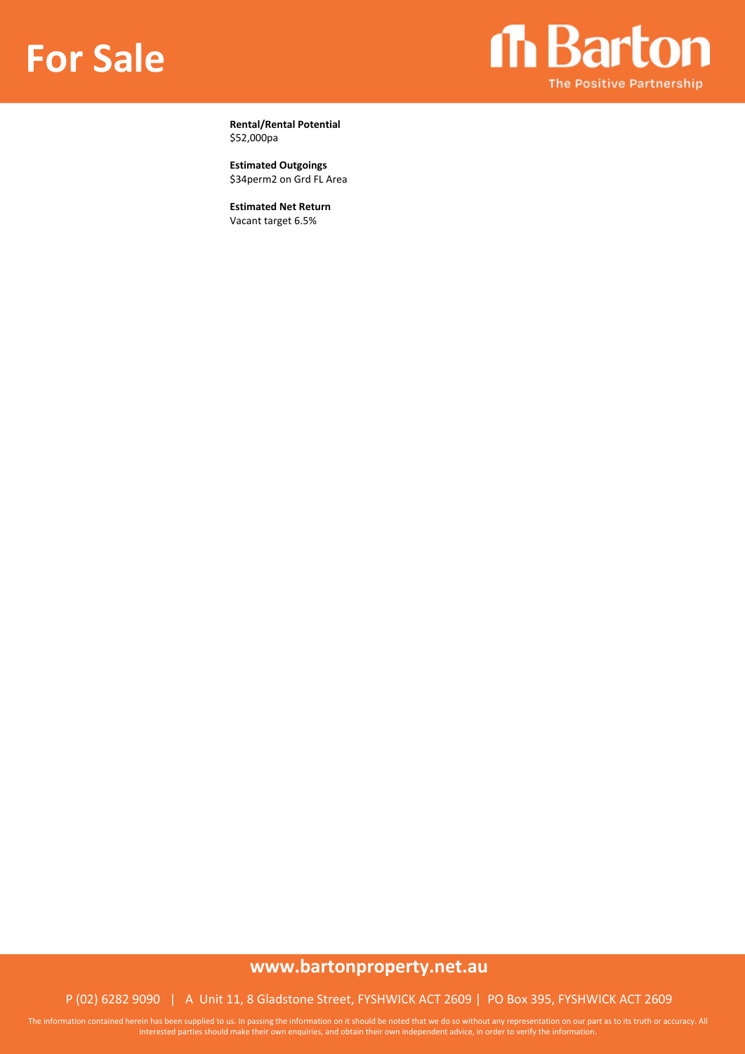**Rental/Rental Potential**
$52,000pa

**Estimated Outgoings**
$34perm2 on Grd FL Area

**Estimated Net Return**
Vacant target 6.5%